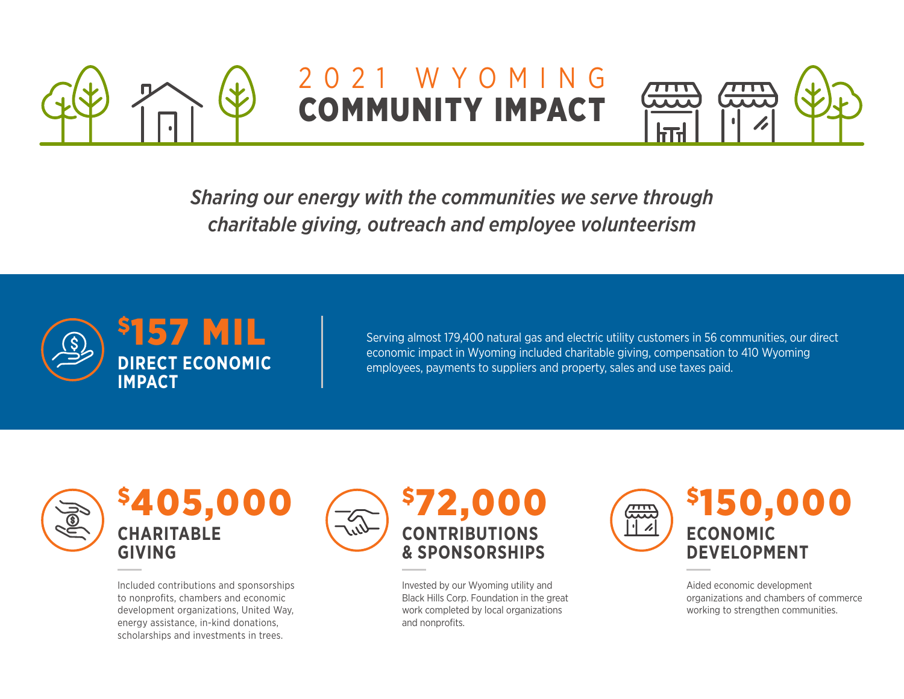# 2021 WYOMING COMMUNITY IMPACT

*Sharing our energy with the communities we serve through charitable giving, outreach and employee volunteerism*

## $157 MIL DIRECT ECONOMIC IMPACT

Serving almost 179,400 natural gas and electric utility customers in 56 communities, our direct economic impact in Wyoming included charitable giving, compensation to 410 Wyoming employees, payments to suppliers and property, sales and use taxes paid.

## $405,000 CHARITABLE GIVING

Included contributions and sponsorships to nonprofits, chambers and economic development organizations, United Way, energy assistance, in-kind donations, scholarships and investments in trees.

## $72,000 CONTRIBUTIONS & SPONSORSHIPS

Invested by our Wyoming utility and Black Hills Corp. Foundation in the great work completed by local organizations and nonprofits.

## $150,000 ECONOMIC DEVELOPMENT

Aided economic development organizations and chambers of commerce working to strengthen communities.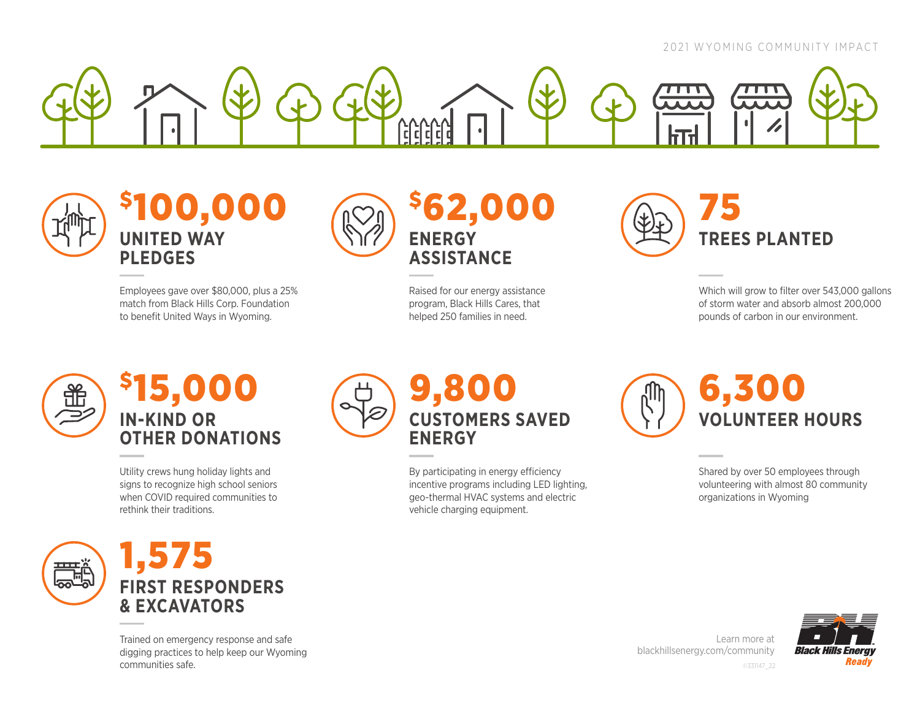2021 WYOMING COMMUNITY IMPACT

## $100,000
### UNITED WAY PLEDGES

Employees gave over $80,000, plus a 25% match from Black Hills Corp. Foundation to benefit United Ways in Wyoming.

## $62,000
### ENERGY ASSISTANCE

Raised for our energy assistance program, Black Hills Cares, that helped 250 families in need.

## 75
### TREES PLANTED

Which will grow to filter over 543,000 gallons of storm water and absorb almost 200,000 pounds of carbon in our environment.

## $15,000
### IN-KIND OR OTHER DONATIONS

Utility crews hung holiday lights and signs to recognize high school seniors when COVID required communities to rethink their traditions.

## 9,800
### CUSTOMERS SAVED ENERGY

By participating in energy efficiency incentive programs including LED lighting, geo-thermal HVAC systems and electric vehicle charging equipment.

## 6,300
### VOLUNTEER HOURS

Shared by over 50 employees through volunteering with almost 80 community organizations in Wyoming

## 1,575
### FIRST RESPONDERS & EXCAVATORS

Trained on emergency response and safe digging practices to help keep our Wyoming communities safe.

Learn more at blackhillsenergy.com/community

©331147_22

Black Hills Energy Ready